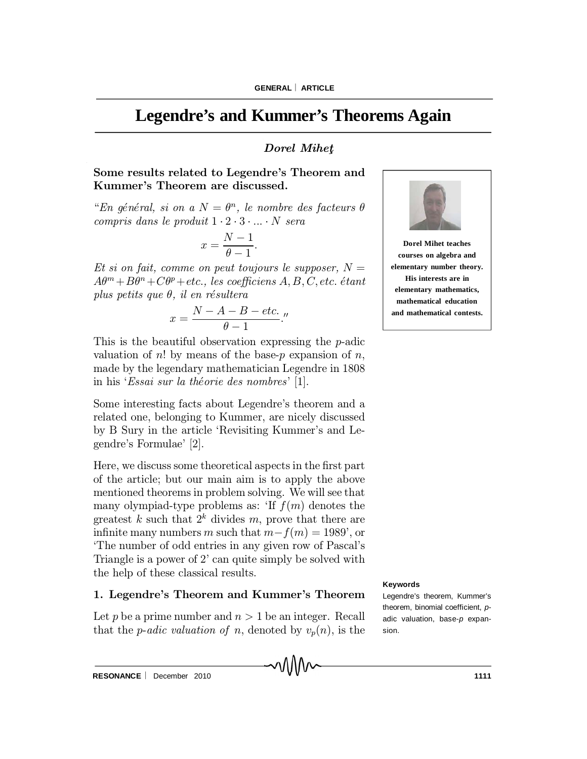# Legendre's and Kummer's Theorems Again

*Dorel Mihet*

**Some results related to Legendre's Theorem and Kummer's Theorem are discussed.**

"*En général, si on a $N = \theta^n$, le nombre des facteurs $\theta$ compris dans le produit $1 \cdot 2 \cdot 3 \cdot ... \cdot N$ sera*

$$x = \frac{N-1}{\theta - 1}.$$

*Et si on fait, comme on peut toujours le supposer, $N = A\theta^m + B\theta^n + C\theta^p + etc.$, les coefficiens $A, B, C, etc.$ étant plus petits que $\theta$, il en résultera*

$$x = \frac{N - A - B - etc.}{\theta - 1}."$$

This is the beautiful observation expressing the $p$-adic valuation of $n!$ by means of the base-$p$ expansion of $n$, made by the legendary mathematician Legendre in 1808 in his '*Essai sur la théorie des nombres*' [1].

Some interesting facts about Legendre's theorem and a related one, belonging to Kummer, are nicely discussed by B Sury in the article 'Revisiting Kummer's and Legendre's Formulae' [2].

Here, we discuss some theoretical aspects in the first part of the article; but our main aim is to apply the above mentioned theorems in problem solving. We will see that many olympiad-type problems as: 'If $f(m)$ denotes the greatest $k$ such that $2^k$ divides $m$, prove that there are infinite many numbers $m$ such that $m - f(m) = 1989$', or 'The number of odd entries in any given row of Pascal's Triangle is a power of 2' can quite simply be solved with the help of these classical results.

**Dorel Mihet teaches courses on algebra and elementary number theory. His interests are in elementary mathematics, mathematical education and mathematical contests.**

**Keywords**

Legendre's theorem, Kummer's theorem, binomial coefficient, $p$-adic valuation, base-$p$ expansion.

## 1. Legendre's Theorem and Kummer's Theorem

Let $p$ be a prime number and $n > 1$ be an integer. Recall that the *$p$-adic valuation of $n$*, denoted by $v_p(n)$, is the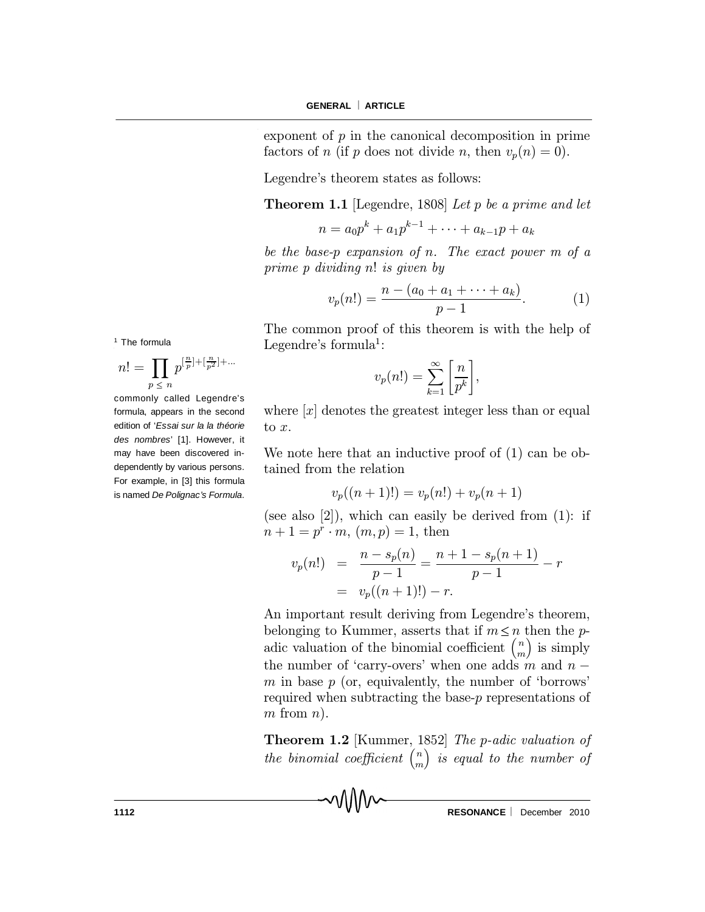exponent of $p$ in the canonical decomposition in prime factors of $n$ (if $p$ does not divide $n$, then $v_p(n) = 0$).

Legendre's theorem states as follows:

**Theorem 1.1** [Legendre, 1808] *Let $p$ be a prime and let*

$$n = a_0 p^k + a_1 p^{k-1} + \cdots + a_{k-1} p + a_k$$

*be the base-$p$ expansion of $n$. The exact power $m$ of a prime $p$ dividing $n!$ is given by*

$$v_p(n!) = \frac{n - (a_0 + a_1 + \cdots + a_k)}{p-1}. \qquad (1)$$

The common proof of this theorem is with the help of Legendre's formula[1]:

$$v_p(n!) = \sum_{k=1}^{\infty} \left[\frac{n}{p^k}\right],$$

where $[x]$ denotes the greatest integer less than or equal to $x$.

[1] The formula

$$n! = \prod_{p \leq n} p^{[\frac{n}{p}]+[\frac{n}{p^2}]+\ldots}$$

commonly called Legendre's formula, appears in the second edition of '*Essai sur la la théorie des nombres*' [1]. However, it may have been discovered independently by various persons. For example, in [3] this formula is named *De Polignac's Formula*.

We note here that an inductive proof of (1) can be obtained from the relation

$$v_p((n+1)!) = v_p(n!) + v_p(n+1)$$

(see also [2]), which can easily be derived from (1): if $n + 1 = p^r \cdot m$, $(m, p) = 1$, then

$$\begin{aligned} v_p(n!) &= \frac{n - s_p(n)}{p-1} = \frac{n + 1 - s_p(n+1)}{p-1} - r \\ &= v_p((n+1)!) - r. \end{aligned}$$

An important result deriving from Legendre's theorem, belonging to Kummer, asserts that if $m \leq n$ then the $p$-adic valuation of the binomial coefficient $\binom{n}{m}$ is simply the number of 'carry-overs' when one adds $m$ and $n - m$ in base $p$ (or, equivalently, the number of 'borrows' required when subtracting the base-$p$ representations of $m$ from $n$).

**Theorem 1.2** [Kummer, 1852] *The $p$-adic valuation of the binomial coefficient $\binom{n}{m}$ is equal to the number of*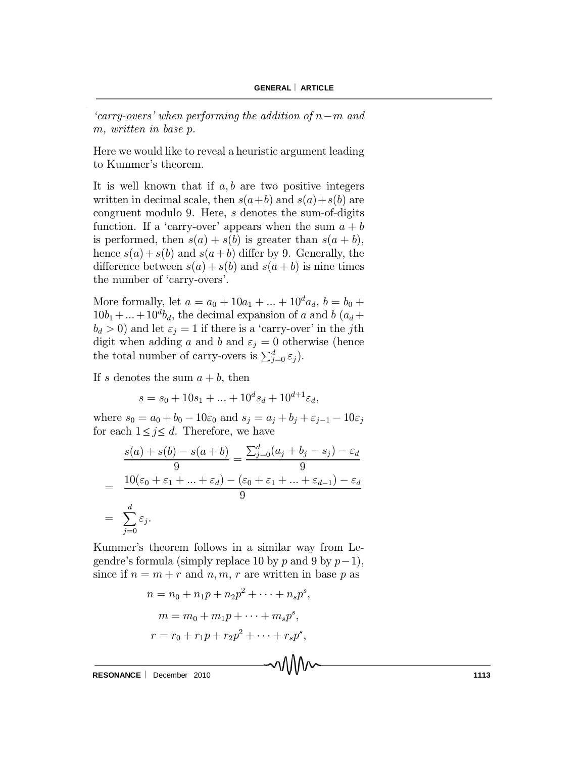*'carry-overs' when performing the addition of $n-m$ and $m$, written in base $p$.*

Here we would like to reveal a heuristic argument leading to Kummer's theorem.

It is well known that if $a, b$ are two positive integers written in decimal scale, then $s(a+b)$ and $s(a)+s(b)$ are congruent modulo 9. Here, $s$ denotes the sum-of-digits function. If a 'carry-over' appears when the sum $a+b$ is performed, then $s(a)+s(b)$ is greater than $s(a+b)$, hence $s(a)+s(b)$ and $s(a+b)$ differ by 9. Generally, the difference between $s(a)+s(b)$ and $s(a+b)$ is nine times the number of 'carry-overs'.

More formally, let $a = a_0 + 10a_1 + ... + 10^d a_d$, $b = b_0 + 10b_1 + ... + 10^d b_d$, the decimal expansion of $a$ and $b$ ($a_d + b_d > 0$) and let $\varepsilon_j = 1$ if there is a 'carry-over' in the $j$th digit when adding $a$ and $b$ and $\varepsilon_j = 0$ otherwise (hence the total number of carry-overs is $\sum_{j=0}^{d} \varepsilon_j$).

If $s$ denotes the sum $a+b$, then

$$s = s_0 + 10s_1 + ... + 10^d s_d + 10^{d+1}\varepsilon_d,$$

where $s_0 = a_0 + b_0 - 10\varepsilon_0$ and $s_j = a_j + b_j + \varepsilon_{j-1} - 10\varepsilon_j$ for each $1 \leq j \leq d$. Therefore, we have

$$\frac{s(a)+s(b)-s(a+b)}{9} = \frac{\sum_{j=0}^{d}(a_j+b_j-s_j)-\varepsilon_d}{9}$$

$$= \frac{10(\varepsilon_0+\varepsilon_1+...+\varepsilon_d)-(\varepsilon_0+\varepsilon_1+...+\varepsilon_{d-1})-\varepsilon_d}{9}$$

$$= \sum_{j=0}^{d}\varepsilon_j.$$

Kummer's theorem follows in a similar way from Legendre's formula (simply replace 10 by $p$ and 9 by $p-1$), since if $n = m + r$ and $n, m, r$ are written in base $p$ as

$$n = n_0 + n_1 p + n_2 p^2 + \cdots + n_s p^s,$$

$$m = m_0 + m_1 p + \cdots + m_s p^s,$$

$$r = r_0 + r_1 p + r_2 p^2 + \cdots + r_s p^s,$$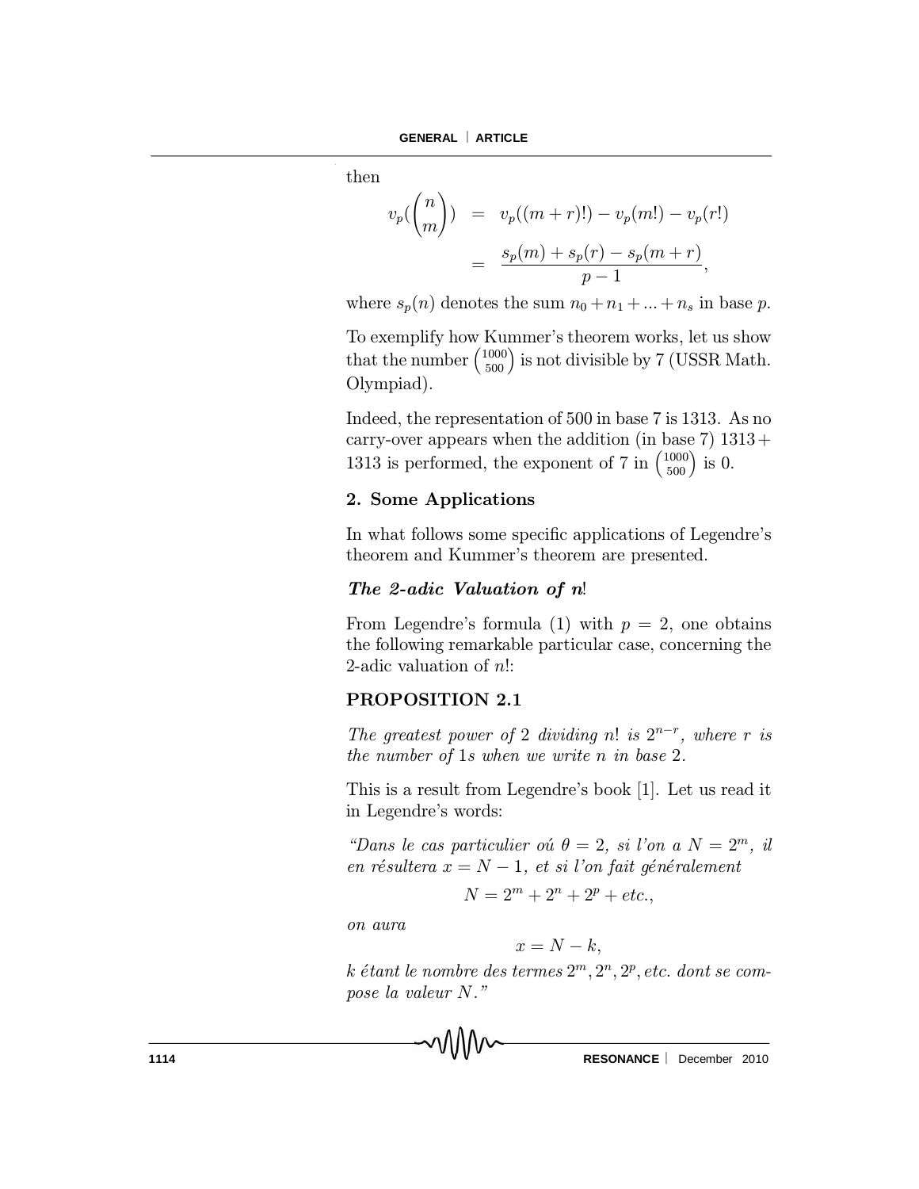then

$$v_p(\binom{n}{m}) = v_p((m+r)!) - v_p(m!) - v_p(r!)$$
$$= \frac{s_p(m) + s_p(r) - s_p(m+r)}{p-1},$$

where $s_p(n)$ denotes the sum $n_0 + n_1 + ... + n_s$ in base $p$.

To exemplify how Kummer's theorem works, let us show that the number $\binom{1000}{500}$ is not divisible by 7 (USSR Math. Olympiad).

Indeed, the representation of 500 in base 7 is 1313. As no carry-over appears when the addition (in base 7) $1313 + 1313$ is performed, the exponent of 7 in $\binom{1000}{500}$ is 0.

## 2. Some Applications

In what follows some specific applications of Legendre's theorem and Kummer's theorem are presented.

### *The 2-adic Valuation of $n!$*

From Legendre's formula (1) with $p = 2$, one obtains the following remarkable particular case, concerning the 2-adic valuation of $n!$:

### PROPOSITION 2.1

*The greatest power of* 2 *dividing* $n!$ *is* $2^{n-r}$, *where* $r$ *is the number of* 1*s when we write* $n$ *in base* 2.

This is a result from Legendre's book [1]. Let us read it in Legendre's words:

*"Dans le cas particulier oú* $\theta = 2$, *si l'on a* $N = 2^m$, *il en résultera* $x = N - 1$, *et si l'on fait généralement*

$$N = 2^m + 2^n + 2^p + etc.,$$

*on aura*

$$x = N - k,$$

$k$ *étant le nombre des termes* $2^m, 2^n, 2^p, etc.$ *dont se compose la valeur* $N$*."*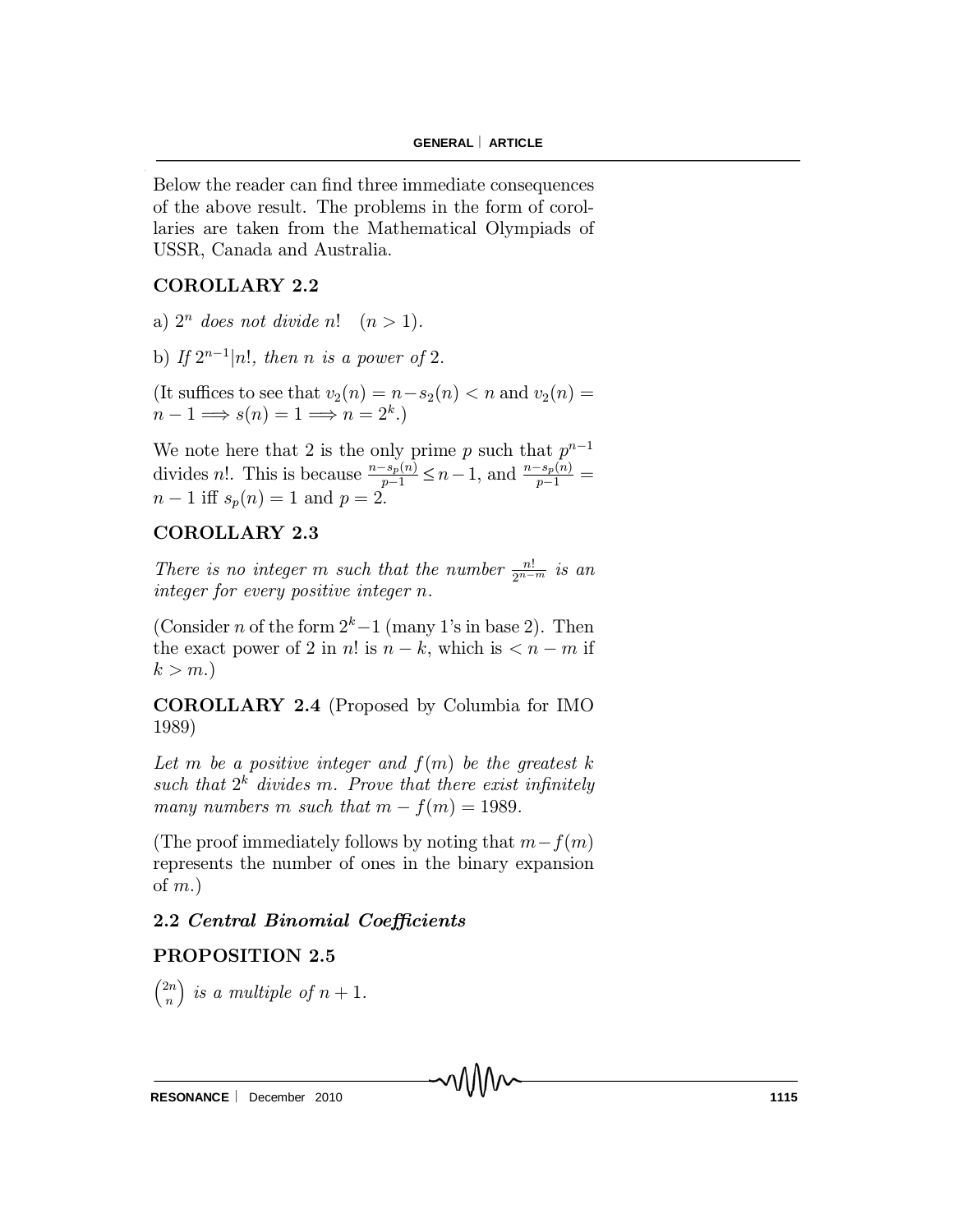Below the reader can find three immediate consequences of the above result. The problems in the form of corollaries are taken from the Mathematical Olympiads of USSR, Canada and Australia.

### COROLLARY 2.2

a) *$2^n$ does not divide $n!$ $\quad (n > 1)$.*

b) *If $2^{n-1} | n!$, then $n$ is a power of 2.*

(It suffices to see that $v_2(n) = n - s_2(n) < n$ and $v_2(n) = n - 1 \Longrightarrow s(n) = 1 \Longrightarrow n = 2^k$.)

We note here that 2 is the only prime $p$ such that $p^{n-1}$ divides $n!$. This is because $\frac{n-s_p(n)}{p-1} \leq n-1$, and $\frac{n-s_p(n)}{p-1} = n-1$ iff $s_p(n) = 1$ and $p = 2$.

### COROLLARY 2.3

*There is no integer $m$ such that the number $\frac{n!}{2^{n-m}}$ is an integer for every positive integer $n$.*

(Consider $n$ of the form $2^k - 1$ (many 1's in base 2). Then the exact power of 2 in $n!$ is $n - k$, which is $< n - m$ if $k > m$.)

**COROLLARY 2.4** (Proposed by Columbia for IMO 1989)

*Let $m$ be a positive integer and $f(m)$ be the greatest $k$ such that $2^k$ divides $m$. Prove that there exist infinitely many numbers $m$ such that $m - f(m) = 1989$.*

(The proof immediately follows by noting that $m - f(m)$ represents the number of ones in the binary expansion of $m$.)

## 2.2 *Central Binomial Coefficients*

### PROPOSITION 2.5

$\binom{2n}{n}$ *is a multiple of $n + 1$.*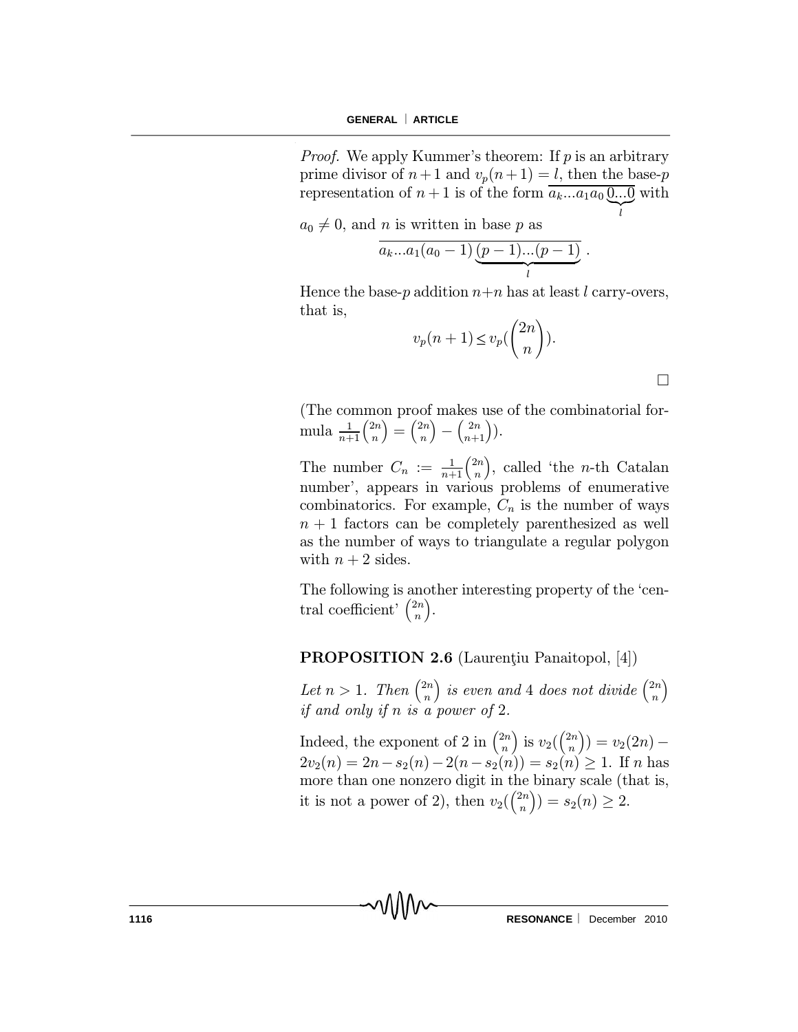*Proof.* We apply Kummer's theorem: If $p$ is an arbitrary prime divisor of $n+1$ and $v_p(n+1) = l$, then the base-$p$ representation of $n+1$ is of the form $\overline{a_k...a_1a_0\underbrace{0...0}_{l}}$ with $a_0 \neq 0$, and $n$ is written in base $p$ as

$$\overline{a_k...a_1(a_0-1)\underbrace{(p-1)...(p-1)}_{l}}.$$

Hence the base-$p$ addition $n+n$ has at least $l$ carry-overs, that is,

$$v_p(n+1) \leq v_p(\binom{2n}{n}).$$

□

(The common proof makes use of the combinatorial formula $\frac{1}{n+1}\binom{2n}{n} = \binom{2n}{n} - \binom{2n}{n+1}$).

The number $C_n := \frac{1}{n+1}\binom{2n}{n}$, called 'the $n$-th Catalan number', appears in various problems of enumerative combinatorics. For example, $C_n$ is the number of ways $n+1$ factors can be completely parenthesized as well as the number of ways to triangulate a regular polygon with $n+2$ sides.

The following is another interesting property of the 'central coefficient' $\binom{2n}{n}$.

**PROPOSITION 2.6** (Laurenţiu Panaitopol, [4])

*Let $n > 1$. Then $\binom{2n}{n}$ is even and 4 does not divide $\binom{2n}{n}$ if and only if $n$ is a power of 2.*

Indeed, the exponent of 2 in $\binom{2n}{n}$ is $v_2(\binom{2n}{n}) = v_2(2n) - 2v_2(n) = 2n - s_2(n) - 2(n - s_2(n)) = s_2(n) \geq 1$. If $n$ has more than one nonzero digit in the binary scale (that is, it is not a power of 2), then $v_2(\binom{2n}{n}) = s_2(n) \geq 2$.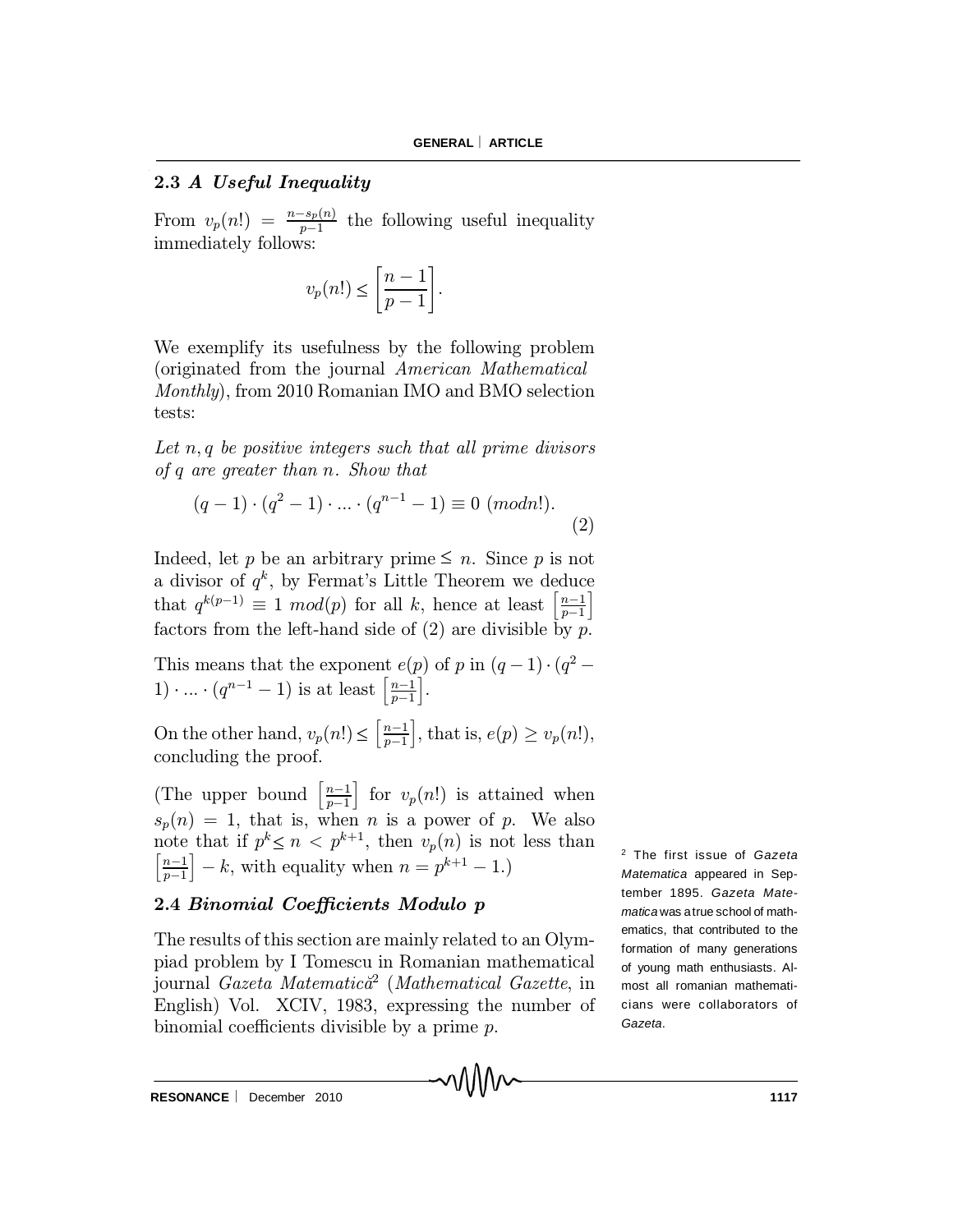### 2.3 *A Useful Inequality*

From $v_p(n!) = \frac{n - s_p(n)}{p-1}$ the following useful inequality immediately follows:

$$v_p(n!) \leq \left[\frac{n-1}{p-1}\right].$$

We exemplify its usefulness by the following problem (originated from the journal *American Mathematical Monthly*), from 2010 Romanian IMO and BMO selection tests:

*Let $n, q$ be positive integers such that all prime divisors of $q$ are greater than $n$. Show that*

$$(q-1) \cdot (q^2 - 1) \cdot ... \cdot (q^{n-1} - 1) \equiv 0 \ (mod n!). \tag{2}$$

Indeed, let $p$ be an arbitrary prime $\leq n$. Since $p$ is not a divisor of $q^k$, by Fermat's Little Theorem we deduce that $q^{k(p-1)} \equiv 1 \ mod(p)$ for all $k$, hence at least $\left[\frac{n-1}{p-1}\right]$ factors from the left-hand side of (2) are divisible by $p$.

This means that the exponent $e(p)$ of $p$ in $(q-1) \cdot (q^2 - 1) \cdot ... \cdot (q^{n-1} - 1)$ is at least $\left[\frac{n-1}{p-1}\right]$.

On the other hand, $v_p(n!) \leq \left[\frac{n-1}{p-1}\right]$, that is, $e(p) \geq v_p(n!)$, concluding the proof.

(The upper bound $\left[\frac{n-1}{p-1}\right]$ for $v_p(n!)$ is attained when $s_p(n) = 1$, that is, when $n$ is a power of $p$. We also note that if $p^k \leq n < p^{k+1}$, then $v_p(n)$ is not less than $\left[\frac{n-1}{p-1}\right] - k$, with equality when $n = p^{k+1} - 1$.)

### 2.4 *Binomial Coefficients Modulo p*

The results of this section are mainly related to an Olympiad problem by I Tomescu in Romanian mathematical journal *Gazeta Matematică*[2] (*Mathematical Gazette*, in English) Vol. XCIV, 1983, expressing the number of binomial coefficients divisible by a prime $p$.

[2] The first issue of *Gazeta Matematica* appeared in September 1895. *Gazeta Matematica* was a true school of mathematics, that contributed to the formation of many generations of young math enthusiasts. Almost all romanian mathematicians were collaborators of *Gazeta*.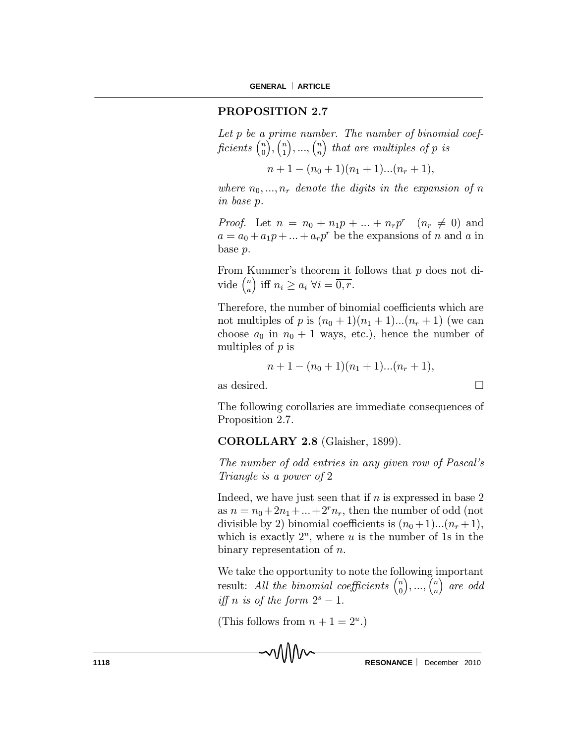**PROPOSITION 2.7**

*Let $p$ be a prime number. The number of binomial coefficients $\binom{n}{0}, \binom{n}{1}, ..., \binom{n}{n}$ that are multiples of $p$ is*

$$n + 1 - (n_0 + 1)(n_1 + 1)...(n_r + 1),$$

*where $n_0, ..., n_r$ denote the digits in the expansion of $n$ in base $p$.*

*Proof.* Let $n = n_0 + n_1 p + ... + n_r p^r \quad (n_r \neq 0)$ and $a = a_0 + a_1 p + ... + a_r p^r$ be the expansions of $n$ and $a$ in base $p$.

From Kummer's theorem it follows that $p$ does not divide $\binom{n}{a}$ iff $n_i \geq a_i \; \forall i = \overline{0, r}$.

Therefore, the number of binomial coefficients which are not multiples of $p$ is $(n_0 + 1)(n_1 + 1)...(n_r + 1)$ (we can choose $a_0$ in $n_0 + 1$ ways, etc.), hence the number of multiples of $p$ is

$$n + 1 - (n_0 + 1)(n_1 + 1)...(n_r + 1),$$

as desired. □

The following corollaries are immediate consequences of Proposition 2.7.

**COROLLARY 2.8** (Glaisher, 1899).

*The number of odd entries in any given row of Pascal's Triangle is a power of 2*

Indeed, we have just seen that if $n$ is expressed in base 2 as $n = n_0 + 2n_1 + ... + 2^r n_r$, then the number of odd (not divisible by 2) binomial coefficients is $(n_0 + 1)...(n_r + 1)$, which is exactly $2^u$, where $u$ is the number of 1s in the binary representation of $n$.

We take the opportunity to note the following important result: *All the binomial coefficients $\binom{n}{0}, ..., \binom{n}{n}$ are odd iff $n$ is of the form $2^s - 1$.*

(This follows from $n + 1 = 2^u$.)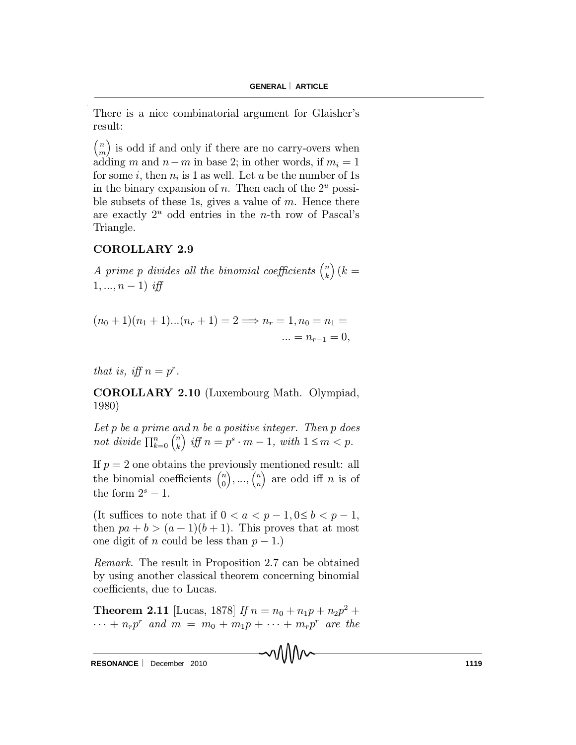There is a nice combinatorial argument for Glaisher's result:

$\binom{n}{m}$ is odd if and only if there are no carry-overs when adding $m$ and $n-m$ in base 2; in other words, if $m_i = 1$ for some $i$, then $n_i$ is 1 as well. Let $u$ be the number of 1s in the binary expansion of $n$. Then each of the $2^u$ possible subsets of these 1s, gives a value of $m$. Hence there are exactly $2^u$ odd entries in the $n$-th row of Pascal's Triangle.

**COROLLARY 2.9**

*A prime $p$ divides all the binomial coefficients $\binom{n}{k}$ $(k = 1, ..., n-1)$ iff*

$$(n_0+1)(n_1+1)...(n_r+1) = 2 \Longrightarrow n_r = 1, n_0 = n_1 = \\ ... = n_{r-1} = 0,$$

*that is, iff $n = p^r$.*

**COROLLARY 2.10** (Luxembourg Math. Olympiad, 1980)

*Let $p$ be a prime and $n$ be a positive integer. Then $p$ does not divide $\prod_{k=0}^{n} \binom{n}{k}$ iff $n = p^s \cdot m - 1$, with $1 \leq m < p$.*

If $p = 2$ one obtains the previously mentioned result: all the binomial coefficients $\binom{n}{0}, ..., \binom{n}{n}$ are odd iff $n$ is of the form $2^s - 1$.

(It suffices to note that if $0 < a < p-1, 0 \leq b < p-1$, then $pa + b > (a+1)(b+1)$. This proves that at most one digit of $n$ could be less than $p-1$.)

*Remark.* The result in Proposition 2.7 can be obtained by using another classical theorem concerning binomial coefficients, due to Lucas.

**Theorem 2.11** [Lucas, 1878] *If $n = n_0 + n_1 p + n_2 p^2 + \cdots + n_r p^r$ and $m = m_0 + m_1 p + \cdots + m_r p^r$ are the*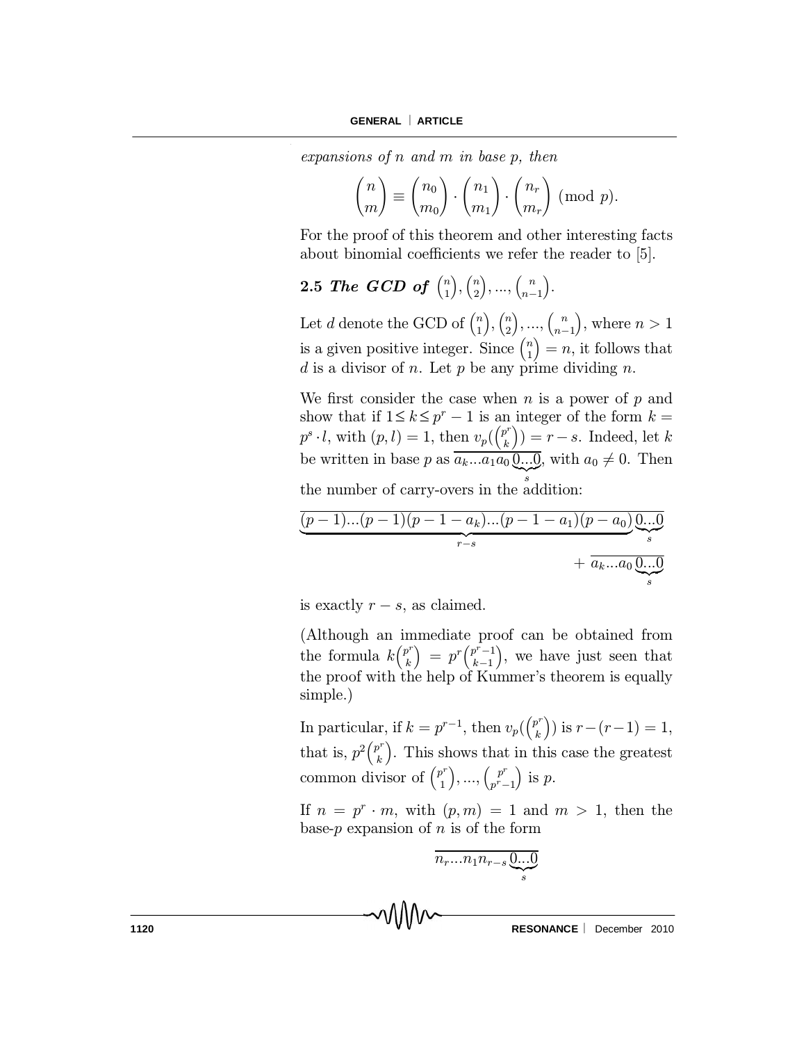*expansions of $n$ and $m$ in base $p$, then*

$$\binom{n}{m} \equiv \binom{n_0}{m_0} \cdot \binom{n_1}{m_1} \cdot \binom{n_r}{m_r} \pmod{p}.$$

For the proof of this theorem and other interesting facts about binomial coefficients we refer the reader to [5].

### 2.5 *The GCD of* $\binom{n}{1}, \binom{n}{2}, ..., \binom{n}{n-1}$.

Let $d$ denote the GCD of $\binom{n}{1}, \binom{n}{2}, ..., \binom{n}{n-1}$, where $n > 1$ is a given positive integer. Since $\binom{n}{1} = n$, it follows that $d$ is a divisor of $n$. Let $p$ be any prime dividing $n$.

We first consider the case when $n$ is a power of $p$ and show that if $1 \leq k \leq p^r - 1$ is an integer of the form $k = p^s \cdot l$, with $(p, l) = 1$, then $v_p(\binom{p^r}{k}) = r - s$. Indeed, let $k$ be written in base $p$ as $\overline{a_k...a_1a_0\underbrace{0...0}_{s}}$, with $a_0 \neq 0$. Then the number of carry-overs in the addition:

$$\overline{\underbrace{(p-1)...(p-1)(p-1-a_k)...(p-1-a_1)(p-a_0)}_{r-s}\underbrace{0...0}_{s}}$$

$$+ \ \overline{a_k...a_0\underbrace{0...0}_{s}}$$

is exactly $r - s$, as claimed.

(Although an immediate proof can be obtained from the formula $k\binom{p^r}{k} = p^r\binom{p^r-1}{k-1}$, we have just seen that the proof with the help of Kummer's theorem is equally simple.)

In particular, if $k = p^{r-1}$, then $v_p(\binom{p^r}{k})$ is $r-(r-1) = 1$, that is, $p^2 \nmid \binom{p^r}{k}$. This shows that in this case the greatest common divisor of $\binom{p^r}{1}, ..., \binom{p^r}{p^r-1}$ is $p$.

If $n = p^r \cdot m$, with $(p, m) = 1$ and $m > 1$, then the base-$p$ expansion of $n$ is of the form

$$\overline{n_r...n_1n_{r-s}\underbrace{0...0}_{s}}$$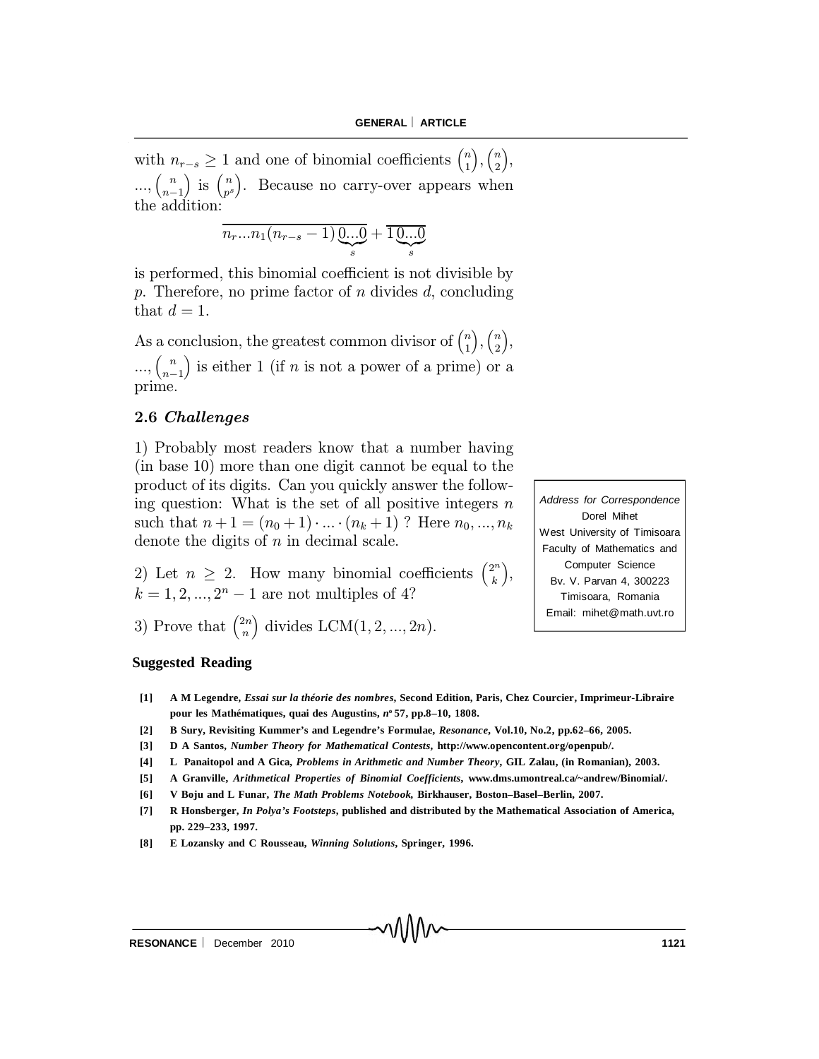with $n_{r-s} \geq 1$ and one of binomial coefficients $\binom{n}{1}, \binom{n}{2}, ..., \binom{n}{n-1}$ is $\binom{n}{p^s}$. Because no carry-over appears when the addition:

$$\overline{n_r...n_1(n_{r-s}-1)\underbrace{0...0}_{s}} + \overline{1\underbrace{0...0}_{s}}$$

is performed, this binomial coefficient is not divisible by $p$. Therefore, no prime factor of $n$ divides $d$, concluding that $d = 1$.

As a conclusion, the greatest common divisor of $\binom{n}{1}, \binom{n}{2}, ..., \binom{n}{n-1}$ is either 1 (if $n$ is not a power of a prime) or a prime.

### 2.6 *Challenges*

1) Probably most readers know that a number having (in base 10) more than one digit cannot be equal to the product of its digits. Can you quickly answer the following question: What is the set of all positive integers $n$ such that $n+1 = (n_0+1) \cdot ... \cdot (n_k+1)$ ? Here $n_0, ..., n_k$ denote the digits of $n$ in decimal scale.

2) Let $n \geq 2$. How many binomial coefficients $\binom{2^n}{k}$, $k = 1, 2, ..., 2^n - 1$ are not multiples of 4?

3) Prove that $\binom{2n}{n}$ divides $\text{LCM}(1, 2, ..., 2n)$.

*Address for Correspondence*
Dorel Mihet
West University of Timisoara
Faculty of Mathematics and Computer Science
Bv. V. Parvan 4, 300223
Timisoara, Romania
Email: mihet@math.uvt.ro

## Suggested Reading

**[1]** **A M Legendre, *Essai sur la théorie des nombres*, Second Edition, Paris, Chez Courcier, Imprimeur-Libraire pour les Mathématiques, quai des Augustins, $n^o$ 57, pp.8–10, 1808.**

**[2]** **B Sury, Revisiting Kummer's and Legendre's Formulae, *Resonance*, Vol.10, No.2, pp.62–66, 2005.**

**[3]** **D A Santos, *Number Theory for Mathematical Contests*, http://www.opencontent.org/openpub/.**

**[4]** **L Panaitopol and A Gica, *Problems in Arithmetic and Number Theory*, GIL Zalau, (in Romanian), 2003.**

**[5]** **A Granville, *Arithmetical Properties of Binomial Coefficients*, www.dms.umontreal.ca/~andrew/Binomial/.**

**[6]** **V Boju and L Funar, *The Math Problems Notebook*, Birkhauser, Boston–Basel–Berlin, 2007.**

**[7]** **R Honsberger, *In Polya's Footsteps*, published and distributed by the Mathematical Association of America, pp. 229–233, 1997.**

**[8]** **E Lozansky and C Rousseau, *Winning Solutions*, Springer, 1996.**